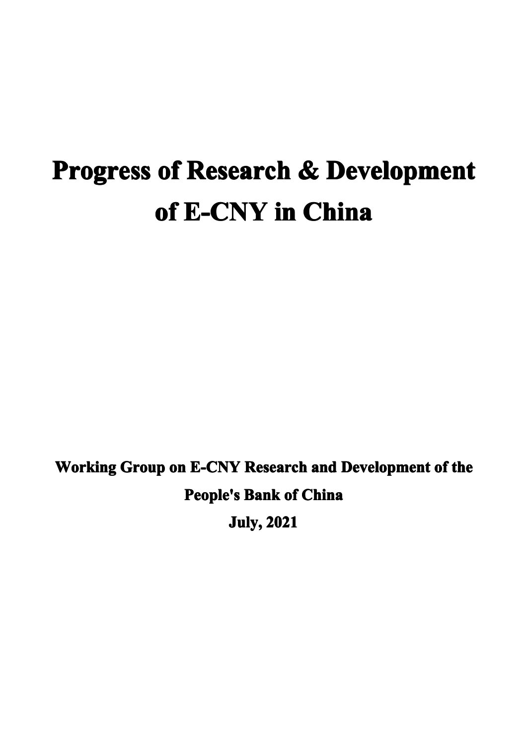# Progress of Research & Development of E-CNY in China

**Working Group on E-CNY Research and Development of the People's Bank of China**

**July, 2021**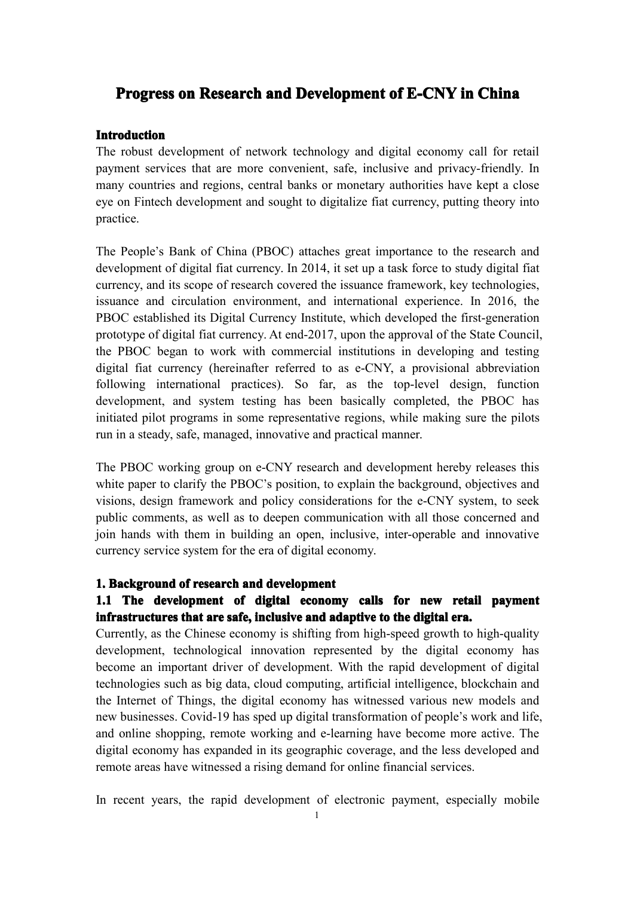# Progress on Research and Development of E-CNY in China

## Introduction

The robust development of network technology and digital economy call for retail payment services that are more convenient, safe, inclusive and privacy-friendly. In many countries and regions, central banks or monetary authorities have kept a close eye on Fintech development and sought to digitalize fiat currency, putting theory into practice.

The People's Bank of China (PBOC) attaches great importance to the research and development of digital fiat currency. In 2014, it set up a task force to study digital fiat currency, and its scope of research covered the issuance framework, key technologies, issuance and circulation environment, and international experience. In 2016, the PBOC established its Digital Currency Institute, which developed the first-generation prototype of digital fiat currency. At end-2017, upon the approval of the State Council, the PBOC began to work with commercial institutions in developing and testing digital fiat currency (hereinafter referred to as e-CNY, a provisional abbreviation following international practices). So far, as the top-level design, function development, and system testing has been basically completed, the PBOC has initiated pilot programs in some representative regions, while making sure the pilots run in a steady, safe, managed, innovative and practical manner.

The PBOC working group on e-CNY research and development hereby releases this white paper to clarify the PBOC's position, to explain the background, objectives and visions, design framework and policy considerations for the e-CNY system, to seek public comments, as well as to deepen communication with all those concerned and join hands with them in building an open, inclusive, inter-operable and innovative currency service system for the era of digital economy.

## 1. Background of research and development

### 1.1 The development of digital economy calls for new retail payment infrastructures that are safe, inclusive and adaptive to the digital era.

Currently, as the Chinese economy is shifting from high-speed growth to high-quality development, technological innovation represented by the digital economy has become an important driver of development. With the rapid development of digital technologies such as big data, cloud computing, artificial intelligence, blockchain and the Internet of Things, the digital economy has witnessed various new models and new businesses. Covid-19 has sped up digital transformation of people's work and life, and online shopping, remote working and e-learning have become more active. The digital economy has expanded in its geographic coverage, and the less developed and remote areas have witnessed a rising demand for online financial services.

In recent years, the rapid development of electronic payment, especially mobile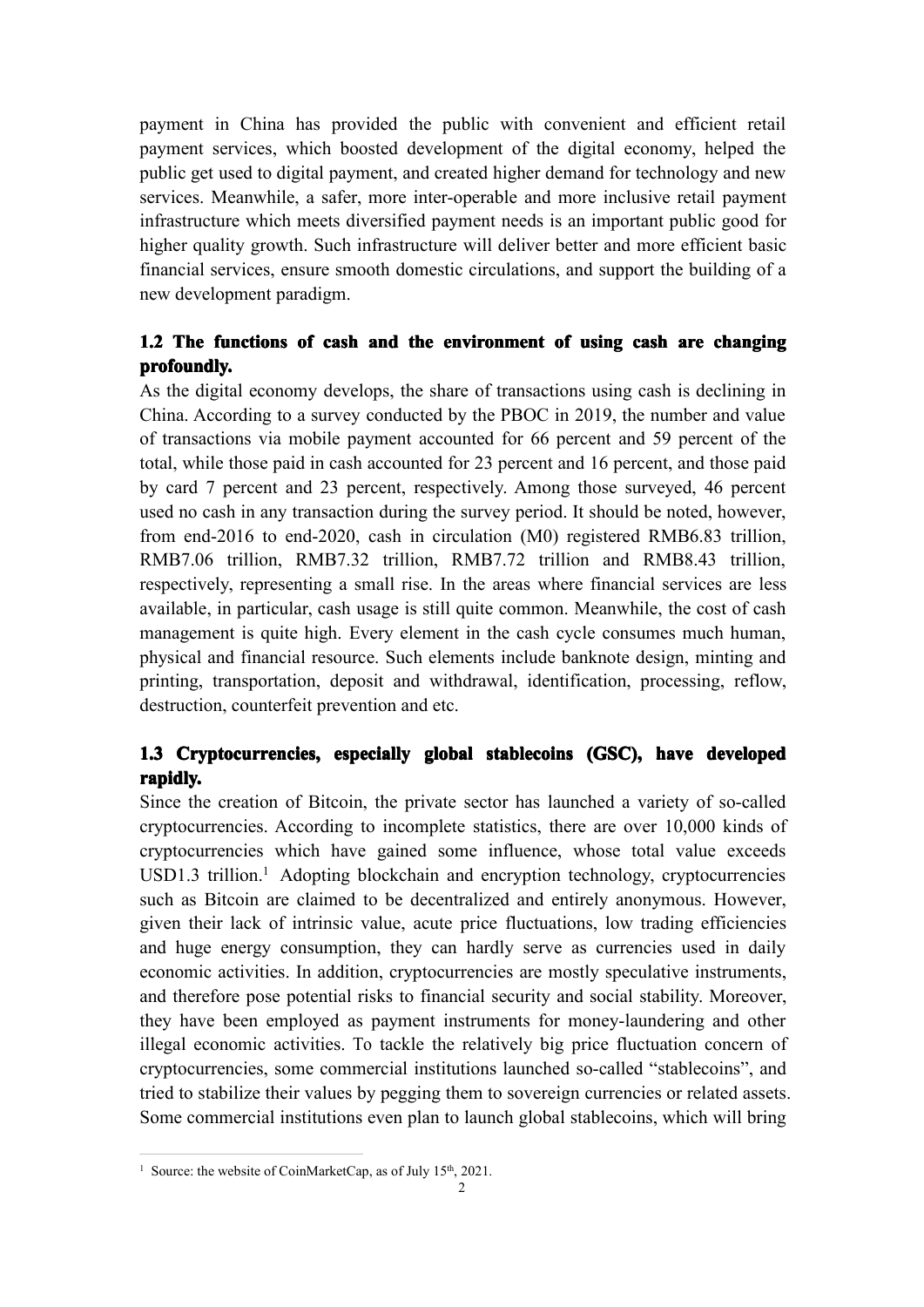payment in China has provided the public with convenient and efficient retail payment services, which boosted development of the digital economy, helped the public get used to digital payment, and created higher demand for technology and new services. Meanwhile, a safer, more inter-operable and more inclusive retail payment infrastructure which meets diversified payment needs is an important public good for higher quality growth. Such infrastructure will deliver better and more efficient basic financial services, ensure smooth domestic circulations, and support the building of a new development paradigm.

### 1.2 The functions of cash and the environment of using cash are changing profoundly.

As the digital economy develops, the share of transactions using cash is declining in China. According to a survey conducted by the PBOC in 2019, the number and value of transactions via mobile payment accounted for 66 percent and 59 percent of the total, while those paid in cash accounted for 23 percent and 16 percent, and those paid by card 7 percent and 23 percent, respectively. Among those surveyed, 46 percent used no cash in any transaction during the survey period. It should be noted, however, from end-2016 to end-2020, cash in circulation (M0) registered RMB6.83 trillion, RMB7.06 trillion, RMB7.32 trillion, RMB7.72 trillion and RMB8.43 trillion, respectively, representing a small rise. In the areas where financial services are less available, in particular, cash usage is still quite common. Meanwhile, the cost of cash management is quite high. Every element in the cash cycle consumes much human, physical and financial resource. Such elements include banknote design, minting and printing, transportation, deposit and withdrawal, identification, processing, reflow, destruction, counterfeit prevention and etc.

### 1.3 Cryptocurrencies, especially global stablecoins (GSC), have developed rapidly.

Since the creation of Bitcoin, the private sector has launched a variety of so-called cryptocurrencies. According to incomplete statistics, there are over 10,000 kinds of cryptocurrencies which have gained some influence, whose total value exceeds USD1.3 trillion.[1] Adopting blockchain and encryption technology, cryptocurrencies such as Bitcoin are claimed to be decentralized and entirely anonymous. However, given their lack of intrinsic value, acute price fluctuations, low trading efficiencies and huge energy consumption, they can hardly serve as currencies used in daily economic activities. In addition, cryptocurrencies are mostly speculative instruments, and therefore pose potential risks to financial security and social stability. Moreover, they have been employed as payment instruments for money-laundering and other illegal economic activities. To tackle the relatively big price fluctuation concern of cryptocurrencies, some commercial institutions launched so-called "stablecoins", and tried to stabilize their values by pegging them to sovereign currencies or related assets. Some commercial institutions even plan to launch global stablecoins, which will bring

[1] Source: the website of CoinMarketCap, as of July 15th, 2021.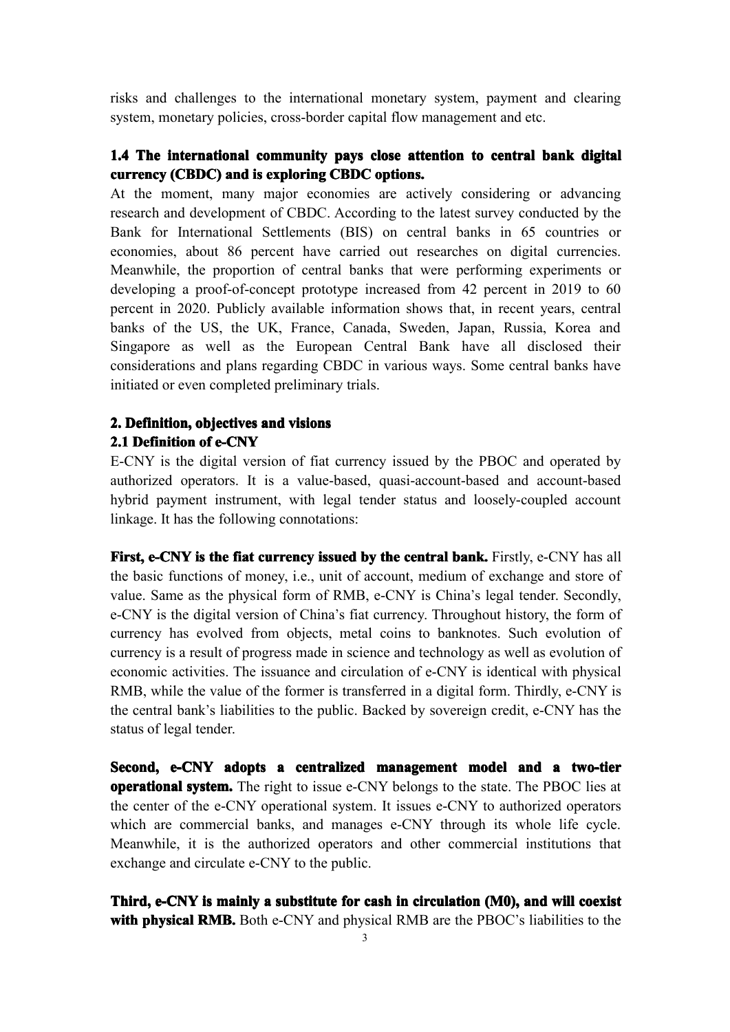risks and challenges to the international monetary system, payment and clearing system, monetary policies, cross-border capital flow management and etc.

### 1.4 The international community pays close attention to central bank digital currency (CBDC) and is exploring CBDC options.

At the moment, many major economies are actively considering or advancing research and development of CBDC. According to the latest survey conducted by the Bank for International Settlements (BIS) on central banks in 65 countries or economies, about 86 percent have carried out researches on digital currencies. Meanwhile, the proportion of central banks that were performing experiments or developing a proof-of-concept prototype increased from 42 percent in 2019 to 60 percent in 2020. Publicly available information shows that, in recent years, central banks of the US, the UK, France, Canada, Sweden, Japan, Russia, Korea and Singapore as well as the European Central Bank have all disclosed their considerations and plans regarding CBDC in various ways. Some central banks have initiated or even completed preliminary trials.

## 2. Definition, objectives and visions

### 2.1 Definition of e-CNY

E-CNY is the digital version of fiat currency issued by the PBOC and operated by authorized operators. It is a value-based, quasi-account-based and account-based hybrid payment instrument, with legal tender status and loosely-coupled account linkage. It has the following connotations:

**First, e-CNY is the fiat currency issued by the central bank.** Firstly, e-CNY has all the basic functions of money, i.e., unit of account, medium of exchange and store of value. Same as the physical form of RMB, e-CNY is China's legal tender. Secondly, e-CNY is the digital version of China's fiat currency. Throughout history, the form of currency has evolved from objects, metal coins to banknotes. Such evolution of currency is a result of progress made in science and technology as well as evolution of economic activities. The issuance and circulation of e-CNY is identical with physical RMB, while the value of the former is transferred in a digital form. Thirdly, e-CNY is the central bank's liabilities to the public. Backed by sovereign credit, e-CNY has the status of legal tender.

**Second, e-CNY adopts a centralized management model and a two-tier operational system.** The right to issue e-CNY belongs to the state. The PBOC lies at the center of the e-CNY operational system. It issues e-CNY to authorized operators which are commercial banks, and manages e-CNY through its whole life cycle. Meanwhile, it is the authorized operators and other commercial institutions that exchange and circulate e-CNY to the public.

**Third, e-CNY is mainly a substitute for cash in circulation (M0), and will coexist with physical RMB.** Both e-CNY and physical RMB are the PBOC's liabilities to the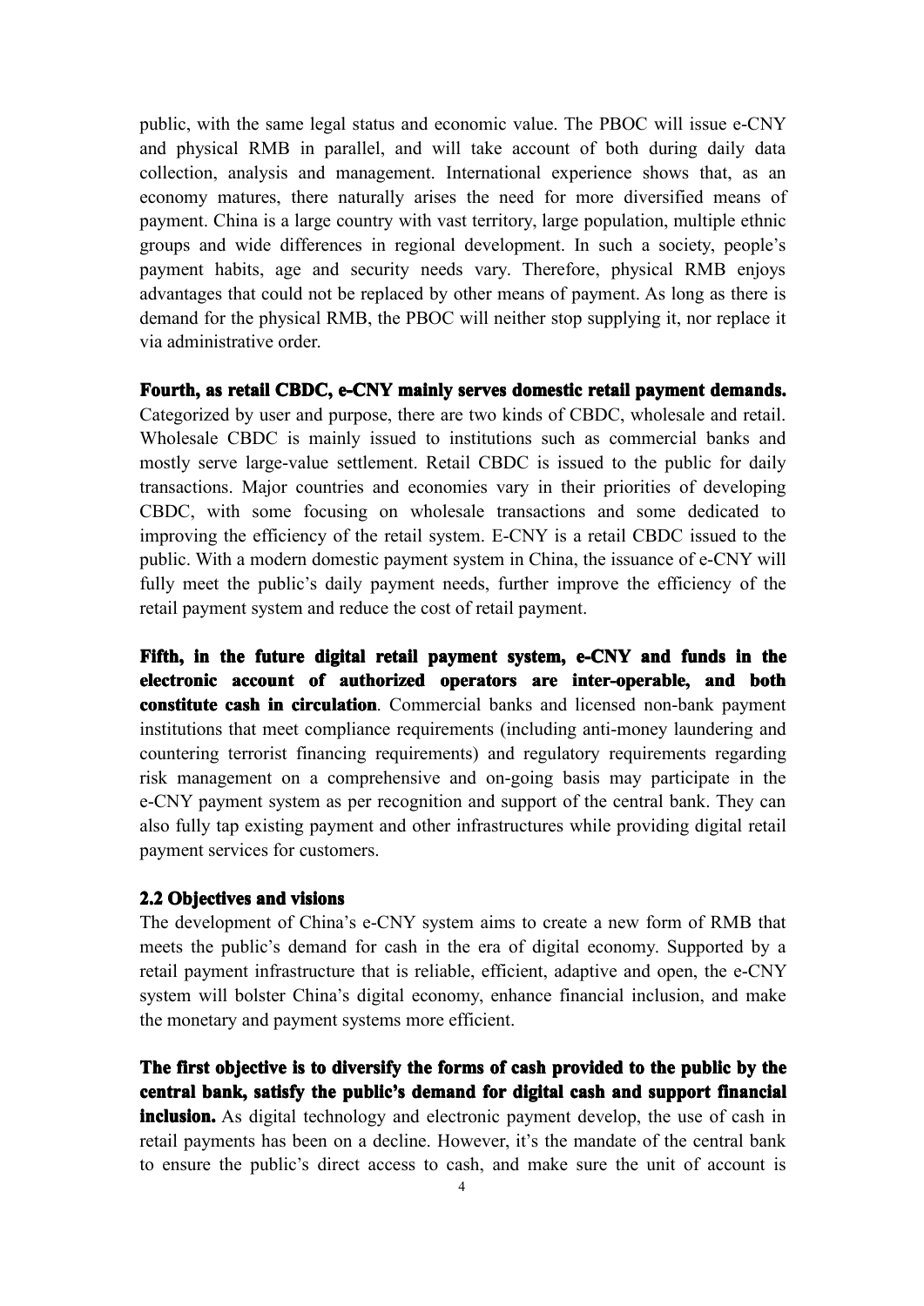public, with the same legal status and economic value. The PBOC will issue e-CNY and physical RMB in parallel, and will take account of both during daily data collection, analysis and management. International experience shows that, as an economy matures, there naturally arises the need for more diversified means of payment. China is a large country with vast territory, large population, multiple ethnic groups and wide differences in regional development. In such a society, people's payment habits, age and security needs vary. Therefore, physical RMB enjoys advantages that could not be replaced by other means of payment. As long as there is demand for the physical RMB, the PBOC will neither stop supplying it, nor replace it via administrative order.

**Fourth, as retail CBDC, e-CNY mainly serves domestic retail payment demands.** Categorized by user and purpose, there are two kinds of CBDC, wholesale and retail. Wholesale CBDC is mainly issued to institutions such as commercial banks and mostly serve large-value settlement. Retail CBDC is issued to the public for daily transactions. Major countries and economies vary in their priorities of developing CBDC, with some focusing on wholesale transactions and some dedicated to improving the efficiency of the retail system. E-CNY is a retail CBDC issued to the public. With a modern domestic payment system in China, the issuance of e-CNY will fully meet the public's daily payment needs, further improve the efficiency of the retail payment system and reduce the cost of retail payment.

**Fifth, in the future digital retail payment system, e-CNY and funds in the electronic account of authorized operators are inter-operable, and both constitute cash in circulation**. Commercial banks and licensed non-bank payment institutions that meet compliance requirements (including anti-money laundering and countering terrorist financing requirements) and regulatory requirements regarding risk management on a comprehensive and on-going basis may participate in the e-CNY payment system as per recognition and support of the central bank. They can also fully tap existing payment and other infrastructures while providing digital retail payment services for customers.

### 2.2 Objectives and visions

The development of China's e-CNY system aims to create a new form of RMB that meets the public's demand for cash in the era of digital economy. Supported by a retail payment infrastructure that is reliable, efficient, adaptive and open, the e-CNY system will bolster China's digital economy, enhance financial inclusion, and make the monetary and payment systems more efficient.

**The first objective is to diversify the forms of cash provided to the public by the central bank, satisfy the public's demand for digital cash and support financial inclusion.** As digital technology and electronic payment develop, the use of cash in retail payments has been on a decline. However, it's the mandate of the central bank to ensure the public's direct access to cash, and make sure the unit of account is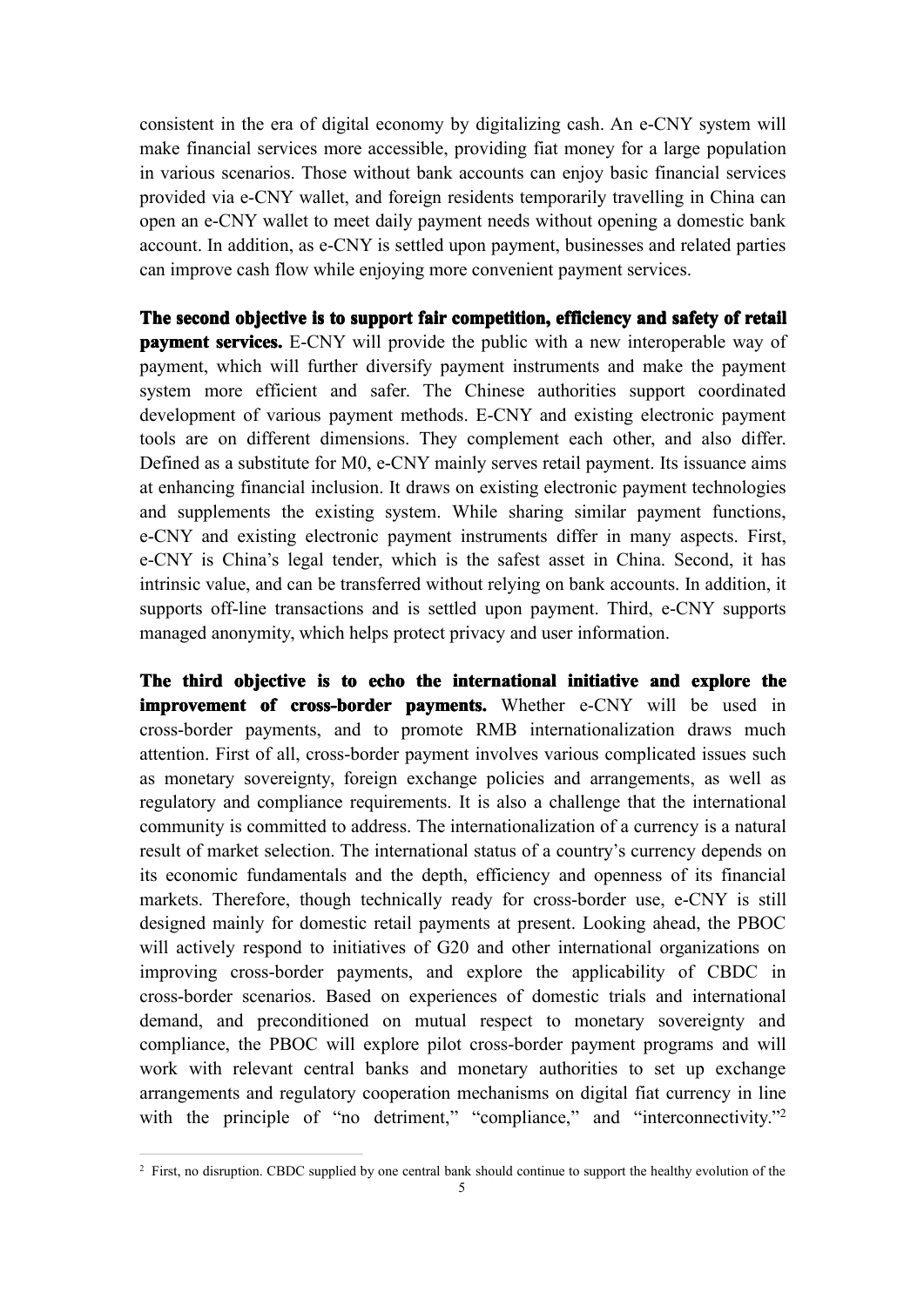consistent in the era of digital economy by digitalizing cash. An e-CNY system will make financial services more accessible, providing fiat money for a large population in various scenarios. Those without bank accounts can enjoy basic financial services provided via e-CNY wallet, and foreign residents temporarily travelling in China can open an e-CNY wallet to meet daily payment needs without opening a domestic bank account. In addition, as e-CNY is settled upon payment, businesses and related parties can improve cash flow while enjoying more convenient payment services.

**The second objective is to support fair competition, efficiency and safety of retail payment services.** E-CNY will provide the public with a new interoperable way of payment, which will further diversify payment instruments and make the payment system more efficient and safer. The Chinese authorities support coordinated development of various payment methods. E-CNY and existing electronic payment tools are on different dimensions. They complement each other, and also differ. Defined as a substitute for M0, e-CNY mainly serves retail payment. Its issuance aims at enhancing financial inclusion. It draws on existing electronic payment technologies and supplements the existing system. While sharing similar payment functions, e-CNY and existing electronic payment instruments differ in many aspects. First, e-CNY is China's legal tender, which is the safest asset in China. Second, it has intrinsic value, and can be transferred without relying on bank accounts. In addition, it supports off-line transactions and is settled upon payment. Third, e-CNY supports managed anonymity, which helps protect privacy and user information.

**The third objective is to echo the international initiative and explore the improvement of cross-border payments.** Whether e-CNY will be used in cross-border payments, and to promote RMB internationalization draws much attention. First of all, cross-border payment involves various complicated issues such as monetary sovereignty, foreign exchange policies and arrangements, as well as regulatory and compliance requirements. It is also a challenge that the international community is committed to address. The internationalization of a currency is a natural result of market selection. The international status of a country's currency depends on its economic fundamentals and the depth, efficiency and openness of its financial markets. Therefore, though technically ready for cross-border use, e-CNY is still designed mainly for domestic retail payments at present. Looking ahead, the PBOC will actively respond to initiatives of G20 and other international organizations on improving cross-border payments, and explore the applicability of CBDC in cross-border scenarios. Based on experiences of domestic trials and international demand, and preconditioned on mutual respect to monetary sovereignty and compliance, the PBOC will explore pilot cross-border payment programs and will work with relevant central banks and monetary authorities to set up exchange arrangements and regulatory cooperation mechanisms on digital fiat currency in line with the principle of "no detriment," "compliance," and "interconnectivity."[2]

---

[2] First, no disruption. CBDC supplied by one central bank should continue to support the healthy evolution of the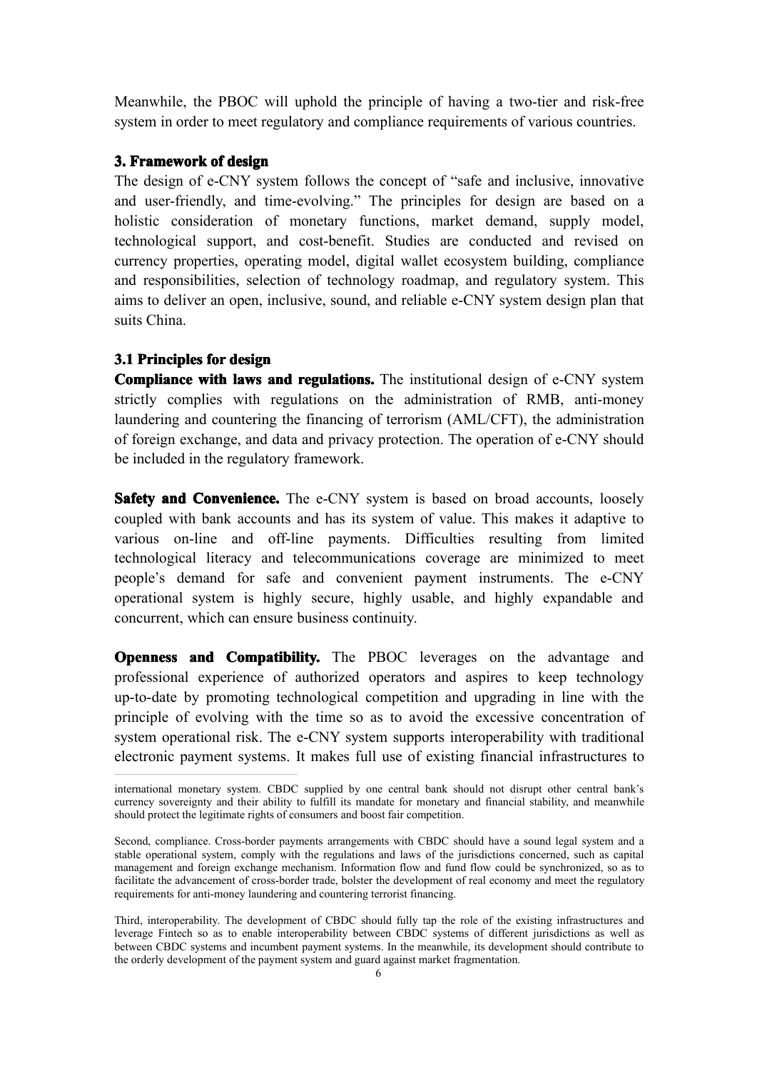Meanwhile, the PBOC will uphold the principle of having a two-tier and risk-free system in order to meet regulatory and compliance requirements of various countries.

### 3. Framework of design

The design of e-CNY system follows the concept of "safe and inclusive, innovative and user-friendly, and time-evolving." The principles for design are based on a holistic consideration of monetary functions, market demand, supply model, technological support, and cost-benefit. Studies are conducted and revised on currency properties, operating model, digital wallet ecosystem building, compliance and responsibilities, selection of technology roadmap, and regulatory system. This aims to deliver an open, inclusive, sound, and reliable e-CNY system design plan that suits China.

#### 3.1 Principles for design

**Compliance with laws and regulations.** The institutional design of e-CNY system strictly complies with regulations on the administration of RMB, anti-money laundering and countering the financing of terrorism (AML/CFT), the administration of foreign exchange, and data and privacy protection. The operation of e-CNY should be included in the regulatory framework.

**Safety and Convenience.** The e-CNY system is based on broad accounts, loosely coupled with bank accounts and has its system of value. This makes it adaptive to various on-line and off-line payments. Difficulties resulting from limited technological literacy and telecommunications coverage are minimized to meet people's demand for safe and convenient payment instruments. The e-CNY operational system is highly secure, highly usable, and highly expandable and concurrent, which can ensure business continuity.

**Openness and Compatibility.** The PBOC leverages on the advantage and professional experience of authorized operators and aspires to keep technology up-to-date by promoting technological competition and upgrading in line with the principle of evolving with the time so as to avoid the excessive concentration of system operational risk. The e-CNY system supports interoperability with traditional electronic payment systems. It makes full use of existing financial infrastructures to

---

international monetary system. CBDC supplied by one central bank should not disrupt other central bank's currency sovereignty and their ability to fulfill its mandate for monetary and financial stability, and meanwhile should protect the legitimate rights of consumers and boost fair competition.

Second, compliance. Cross-border payments arrangements with CBDC should have a sound legal system and a stable operational system, comply with the regulations and laws of the jurisdictions concerned, such as capital management and foreign exchange mechanism. Information flow and fund flow could be synchronized, so as to facilitate the advancement of cross-border trade, bolster the development of real economy and meet the regulatory requirements for anti-money laundering and countering terrorist financing.

Third, interoperability. The development of CBDC should fully tap the role of the existing infrastructures and leverage Fintech so as to enable interoperability between CBDC systems of different jurisdictions as well as between CBDC systems and incumbent payment systems. In the meanwhile, its development should contribute to the orderly development of the payment system and guard against market fragmentation.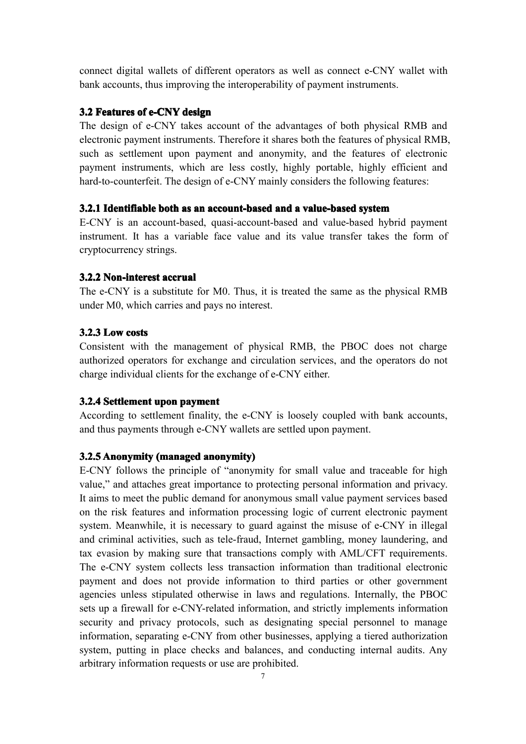connect digital wallets of different operators as well as connect e-CNY wallet with bank accounts, thus improving the interoperability of payment instruments.

### 3.2 Features of e-CNY design

The design of e-CNY takes account of the advantages of both physical RMB and electronic payment instruments. Therefore it shares both the features of physical RMB, such as settlement upon payment and anonymity, and the features of electronic payment instruments, which are less costly, highly portable, highly efficient and hard-to-counterfeit. The design of e-CNY mainly considers the following features:

#### 3.2.1 Identifiable both as an account-based and a value-based system

E-CNY is an account-based, quasi-account-based and value-based hybrid payment instrument. It has a variable face value and its value transfer takes the form of cryptocurrency strings.

#### 3.2.2 Non-interest accrual

The e-CNY is a substitute for M0. Thus, it is treated the same as the physical RMB under M0, which carries and pays no interest.

#### 3.2.3 Low costs

Consistent with the management of physical RMB, the PBOC does not charge authorized operators for exchange and circulation services, and the operators do not charge individual clients for the exchange of e-CNY either.

#### 3.2.4 Settlement upon payment

According to settlement finality, the e-CNY is loosely coupled with bank accounts, and thus payments through e-CNY wallets are settled upon payment.

#### 3.2.5 Anonymity (managed anonymity)

E-CNY follows the principle of "anonymity for small value and traceable for high value," and attaches great importance to protecting personal information and privacy. It aims to meet the public demand for anonymous small value payment services based on the risk features and information processing logic of current electronic payment system. Meanwhile, it is necessary to guard against the misuse of e-CNY in illegal and criminal activities, such as tele-fraud, Internet gambling, money laundering, and tax evasion by making sure that transactions comply with AML/CFT requirements. The e-CNY system collects less transaction information than traditional electronic payment and does not provide information to third parties or other government agencies unless stipulated otherwise in laws and regulations. Internally, the PBOC sets up a firewall for e-CNY-related information, and strictly implements information security and privacy protocols, such as designating special personnel to manage information, separating e-CNY from other businesses, applying a tiered authorization system, putting in place checks and balances, and conducting internal audits. Any arbitrary information requests or use are prohibited.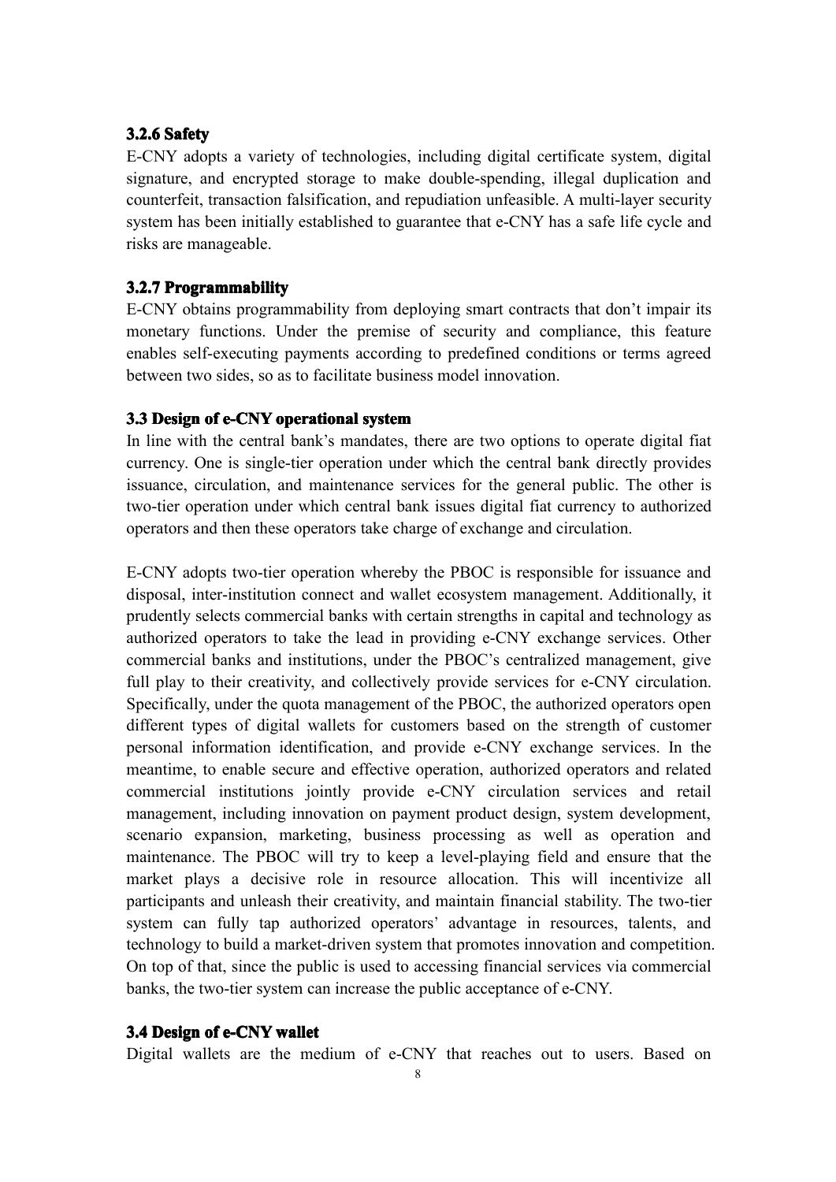### 3.2.6 Safety

E-CNY adopts a variety of technologies, including digital certificate system, digital signature, and encrypted storage to make double-spending, illegal duplication and counterfeit, transaction falsification, and repudiation unfeasible. A multi-layer security system has been initially established to guarantee that e-CNY has a safe life cycle and risks are manageable.

### 3.2.7 Programmability

E-CNY obtains programmability from deploying smart contracts that don't impair its monetary functions. Under the premise of security and compliance, this feature enables self-executing payments according to predefined conditions or terms agreed between two sides, so as to facilitate business model innovation.

## 3.3 Design of e-CNY operational system

In line with the central bank's mandates, there are two options to operate digital fiat currency. One is single-tier operation under which the central bank directly provides issuance, circulation, and maintenance services for the general public. The other is two-tier operation under which central bank issues digital fiat currency to authorized operators and then these operators take charge of exchange and circulation.

E-CNY adopts two-tier operation whereby the PBOC is responsible for issuance and disposal, inter-institution connect and wallet ecosystem management. Additionally, it prudently selects commercial banks with certain strengths in capital and technology as authorized operators to take the lead in providing e-CNY exchange services. Other commercial banks and institutions, under the PBOC's centralized management, give full play to their creativity, and collectively provide services for e-CNY circulation. Specifically, under the quota management of the PBOC, the authorized operators open different types of digital wallets for customers based on the strength of customer personal information identification, and provide e-CNY exchange services. In the meantime, to enable secure and effective operation, authorized operators and related commercial institutions jointly provide e-CNY circulation services and retail management, including innovation on payment product design, system development, scenario expansion, marketing, business processing as well as operation and maintenance. The PBOC will try to keep a level-playing field and ensure that the market plays a decisive role in resource allocation. This will incentivize all participants and unleash their creativity, and maintain financial stability. The two-tier system can fully tap authorized operators' advantage in resources, talents, and technology to build a market-driven system that promotes innovation and competition. On top of that, since the public is used to accessing financial services via commercial banks, the two-tier system can increase the public acceptance of e-CNY.

## 3.4 Design of e-CNY wallet

Digital wallets are the medium of e-CNY that reaches out to users. Based on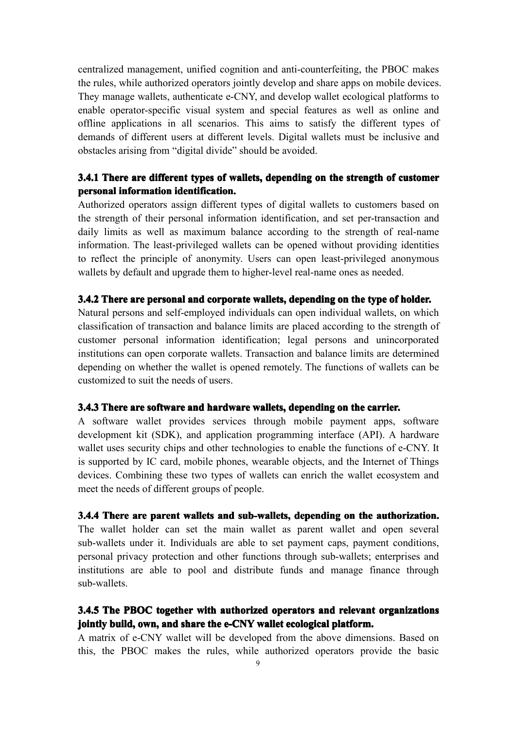centralized management, unified cognition and anti-counterfeiting, the PBOC makes the rules, while authorized operators jointly develop and share apps on mobile devices. They manage wallets, authenticate e-CNY, and develop wallet ecological platforms to enable operator-specific visual system and special features as well as online and offline applications in all scenarios. This aims to satisfy the different types of demands of different users at different levels. Digital wallets must be inclusive and obstacles arising from "digital divide" should be avoided.

### 3.4.1 There are different types of wallets, depending on the strength of customer personal information identification.

Authorized operators assign different types of digital wallets to customers based on the strength of their personal information identification, and set per-transaction and daily limits as well as maximum balance according to the strength of real-name information. The least-privileged wallets can be opened without providing identities to reflect the principle of anonymity. Users can open least-privileged anonymous wallets by default and upgrade them to higher-level real-name ones as needed.

### 3.4.2 There are personal and corporate wallets, depending on the type of holder.

Natural persons and self-employed individuals can open individual wallets, on which classification of transaction and balance limits are placed according to the strength of customer personal information identification; legal persons and unincorporated institutions can open corporate wallets. Transaction and balance limits are determined depending on whether the wallet is opened remotely. The functions of wallets can be customized to suit the needs of users.

### 3.4.3 There are software and hardware wallets, depending on the carrier.

A software wallet provides services through mobile payment apps, software development kit (SDK), and application programming interface (API). A hardware wallet uses security chips and other technologies to enable the functions of e-CNY. It is supported by IC card, mobile phones, wearable objects, and the Internet of Things devices. Combining these two types of wallets can enrich the wallet ecosystem and meet the needs of different groups of people.

### 3.4.4 There are parent wallets and sub-wallets, depending on the authorization.

The wallet holder can set the main wallet as parent wallet and open several sub-wallets under it. Individuals are able to set payment caps, payment conditions, personal privacy protection and other functions through sub-wallets; enterprises and institutions are able to pool and distribute funds and manage finance through sub-wallets.

### 3.4.5 The PBOC together with authorized operators and relevant organizations jointly build, own, and share the e-CNY wallet ecological platform.

A matrix of e-CNY wallet will be developed from the above dimensions. Based on this, the PBOC makes the rules, while authorized operators provide the basic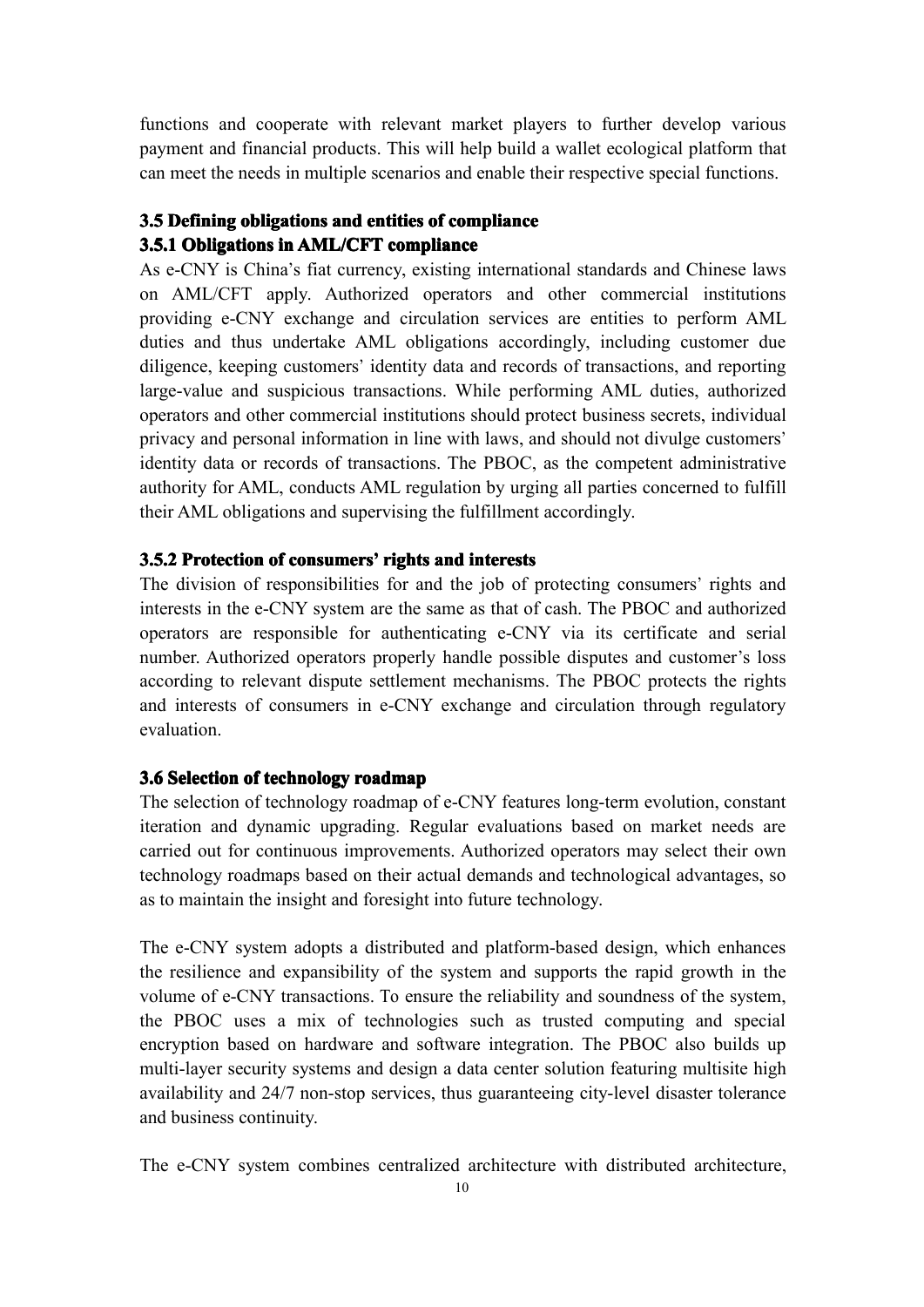functions and cooperate with relevant market players to further develop various payment and financial products. This will help build a wallet ecological platform that can meet the needs in multiple scenarios and enable their respective special functions.

### 3.5 Defining obligations and entities of compliance

#### 3.5.1 Obligations in AML/CFT compliance

As e-CNY is China's fiat currency, existing international standards and Chinese laws on AML/CFT apply. Authorized operators and other commercial institutions providing e-CNY exchange and circulation services are entities to perform AML duties and thus undertake AML obligations accordingly, including customer due diligence, keeping customers' identity data and records of transactions, and reporting large-value and suspicious transactions. While performing AML duties, authorized operators and other commercial institutions should protect business secrets, individual privacy and personal information in line with laws, and should not divulge customers' identity data or records of transactions. The PBOC, as the competent administrative authority for AML, conducts AML regulation by urging all parties concerned to fulfill their AML obligations and supervising the fulfillment accordingly.

#### 3.5.2 Protection of consumers' rights and interests

The division of responsibilities for and the job of protecting consumers' rights and interests in the e-CNY system are the same as that of cash. The PBOC and authorized operators are responsible for authenticating e-CNY via its certificate and serial number. Authorized operators properly handle possible disputes and customer's loss according to relevant dispute settlement mechanisms. The PBOC protects the rights and interests of consumers in e-CNY exchange and circulation through regulatory evaluation.

### 3.6 Selection of technology roadmap

The selection of technology roadmap of e-CNY features long-term evolution, constant iteration and dynamic upgrading. Regular evaluations based on market needs are carried out for continuous improvements. Authorized operators may select their own technology roadmaps based on their actual demands and technological advantages, so as to maintain the insight and foresight into future technology.

The e-CNY system adopts a distributed and platform-based design, which enhances the resilience and expansibility of the system and supports the rapid growth in the volume of e-CNY transactions. To ensure the reliability and soundness of the system, the PBOC uses a mix of technologies such as trusted computing and special encryption based on hardware and software integration. The PBOC also builds up multi-layer security systems and design a data center solution featuring multisite high availability and 24/7 non-stop services, thus guaranteeing city-level disaster tolerance and business continuity.

The e-CNY system combines centralized architecture with distributed architecture,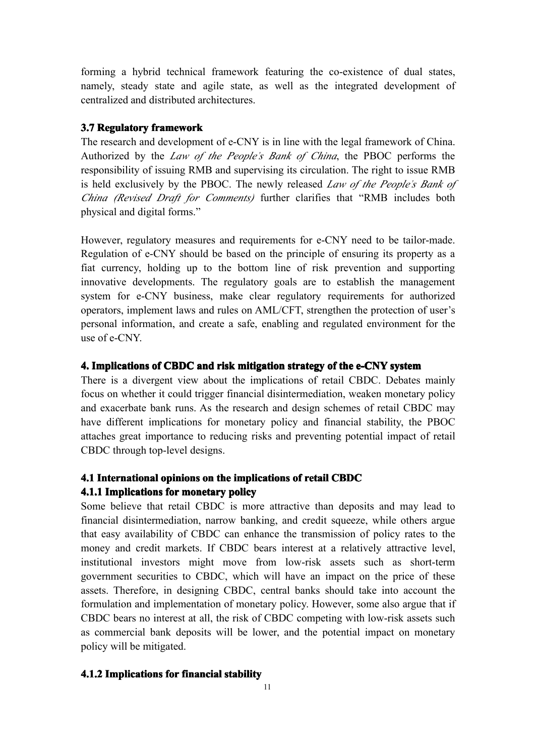forming a hybrid technical framework featuring the co-existence of dual states, namely, steady state and agile state, as well as the integrated development of centralized and distributed architectures.

### 3.7 Regulatory framework

The research and development of e-CNY is in line with the legal framework of China. Authorized by the *Law of the People's Bank of China*, the PBOC performs the responsibility of issuing RMB and supervising its circulation. The right to issue RMB is held exclusively by the PBOC. The newly released *Law of the People's Bank of China (Revised Draft for Comments)* further clarifies that "RMB includes both physical and digital forms."

However, regulatory measures and requirements for e-CNY need to be tailor-made. Regulation of e-CNY should be based on the principle of ensuring its property as a fiat currency, holding up to the bottom line of risk prevention and supporting innovative developments. The regulatory goals are to establish the management system for e-CNY business, make clear regulatory requirements for authorized operators, implement laws and rules on AML/CFT, strengthen the protection of user's personal information, and create a safe, enabling and regulated environment for the use of e-CNY.

## 4. Implications of CBDC and risk mitigation strategy of the e-CNY system

There is a divergent view about the implications of retail CBDC. Debates mainly focus on whether it could trigger financial disintermediation, weaken monetary policy and exacerbate bank runs. As the research and design schemes of retail CBDC may have different implications for monetary policy and financial stability, the PBOC attaches great importance to reducing risks and preventing potential impact of retail CBDC through top-level designs.

### 4.1 International opinions on the implications of retail CBDC

#### 4.1.1 Implications for monetary policy

Some believe that retail CBDC is more attractive than deposits and may lead to financial disintermediation, narrow banking, and credit squeeze, while others argue that easy availability of CBDC can enhance the transmission of policy rates to the money and credit markets. If CBDC bears interest at a relatively attractive level, institutional investors might move from low-risk assets such as short-term government securities to CBDC, which will have an impact on the price of these assets. Therefore, in designing CBDC, central banks should take into account the formulation and implementation of monetary policy. However, some also argue that if CBDC bears no interest at all, the risk of CBDC competing with low-risk assets such as commercial bank deposits will be lower, and the potential impact on monetary policy will be mitigated.

#### 4.1.2 Implications for financial stability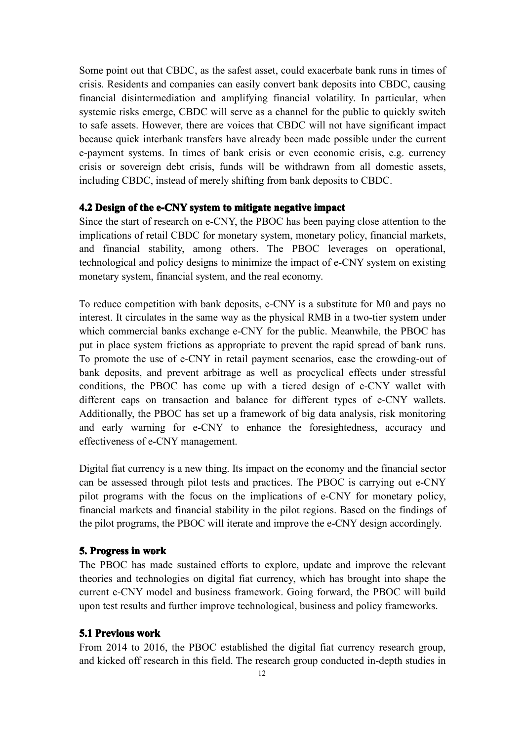Some point out that CBDC, as the safest asset, could exacerbate bank runs in times of crisis. Residents and companies can easily convert bank deposits into CBDC, causing financial disintermediation and amplifying financial volatility. In particular, when systemic risks emerge, CBDC will serve as a channel for the public to quickly switch to safe assets. However, there are voices that CBDC will not have significant impact because quick interbank transfers have already been made possible under the current e-payment systems. In times of bank crisis or even economic crisis, e.g. currency crisis or sovereign debt crisis, funds will be withdrawn from all domestic assets, including CBDC, instead of merely shifting from bank deposits to CBDC.

### 4.2 Design of the e-CNY system to mitigate negative impact

Since the start of research on e-CNY, the PBOC has been paying close attention to the implications of retail CBDC for monetary system, monetary policy, financial markets, and financial stability, among others. The PBOC leverages on operational, technological and policy designs to minimize the impact of e-CNY system on existing monetary system, financial system, and the real economy.

To reduce competition with bank deposits, e-CNY is a substitute for M0 and pays no interest. It circulates in the same way as the physical RMB in a two-tier system under which commercial banks exchange e-CNY for the public. Meanwhile, the PBOC has put in place system frictions as appropriate to prevent the rapid spread of bank runs. To promote the use of e-CNY in retail payment scenarios, ease the crowding-out of bank deposits, and prevent arbitrage as well as procyclical effects under stressful conditions, the PBOC has come up with a tiered design of e-CNY wallet with different caps on transaction and balance for different types of e-CNY wallets. Additionally, the PBOC has set up a framework of big data analysis, risk monitoring and early warning for e-CNY to enhance the foresightedness, accuracy and effectiveness of e-CNY management.

Digital fiat currency is a new thing. Its impact on the economy and the financial sector can be assessed through pilot tests and practices. The PBOC is carrying out e-CNY pilot programs with the focus on the implications of e-CNY for monetary policy, financial markets and financial stability in the pilot regions. Based on the findings of the pilot programs, the PBOC will iterate and improve the e-CNY design accordingly.

## 5. Progress in work

The PBOC has made sustained efforts to explore, update and improve the relevant theories and technologies on digital fiat currency, which has brought into shape the current e-CNY model and business framework. Going forward, the PBOC will build upon test results and further improve technological, business and policy frameworks.

### 5.1 Previous work

From 2014 to 2016, the PBOC established the digital fiat currency research group, and kicked off research in this field. The research group conducted in-depth studies in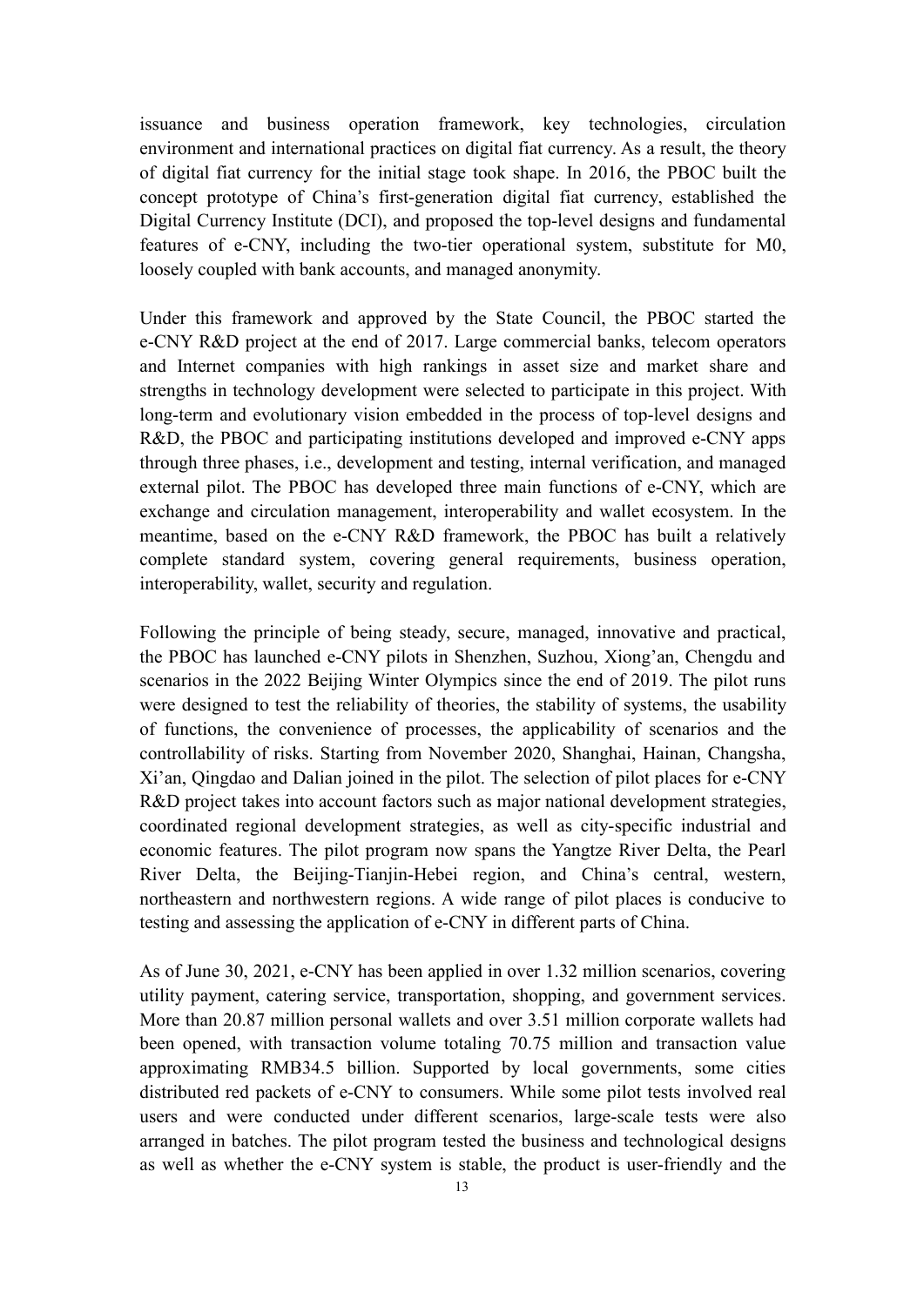issuance and business operation framework, key technologies, circulation environment and international practices on digital fiat currency. As a result, the theory of digital fiat currency for the initial stage took shape. In 2016, the PBOC built the concept prototype of China's first-generation digital fiat currency, established the Digital Currency Institute (DCI), and proposed the top-level designs and fundamental features of e-CNY, including the two-tier operational system, substitute for M0, loosely coupled with bank accounts, and managed anonymity.

Under this framework and approved by the State Council, the PBOC started the e-CNY R&D project at the end of 2017. Large commercial banks, telecom operators and Internet companies with high rankings in asset size and market share and strengths in technology development were selected to participate in this project. With long-term and evolutionary vision embedded in the process of top-level designs and R&D, the PBOC and participating institutions developed and improved e-CNY apps through three phases, i.e., development and testing, internal verification, and managed external pilot. The PBOC has developed three main functions of e-CNY, which are exchange and circulation management, interoperability and wallet ecosystem. In the meantime, based on the e-CNY R&D framework, the PBOC has built a relatively complete standard system, covering general requirements, business operation, interoperability, wallet, security and regulation.

Following the principle of being steady, secure, managed, innovative and practical, the PBOC has launched e-CNY pilots in Shenzhen, Suzhou, Xiong'an, Chengdu and scenarios in the 2022 Beijing Winter Olympics since the end of 2019. The pilot runs were designed to test the reliability of theories, the stability of systems, the usability of functions, the convenience of processes, the applicability of scenarios and the controllability of risks. Starting from November 2020, Shanghai, Hainan, Changsha, Xi'an, Qingdao and Dalian joined in the pilot. The selection of pilot places for e-CNY R&D project takes into account factors such as major national development strategies, coordinated regional development strategies, as well as city-specific industrial and economic features. The pilot program now spans the Yangtze River Delta, the Pearl River Delta, the Beijing-Tianjin-Hebei region, and China's central, western, northeastern and northwestern regions. A wide range of pilot places is conducive to testing and assessing the application of e-CNY in different parts of China.

As of June 30, 2021, e-CNY has been applied in over 1.32 million scenarios, covering utility payment, catering service, transportation, shopping, and government services. More than 20.87 million personal wallets and over 3.51 million corporate wallets had been opened, with transaction volume totaling 70.75 million and transaction value approximating RMB34.5 billion. Supported by local governments, some cities distributed red packets of e-CNY to consumers. While some pilot tests involved real users and were conducted under different scenarios, large-scale tests were also arranged in batches. The pilot program tested the business and technological designs as well as whether the e-CNY system is stable, the product is user-friendly and the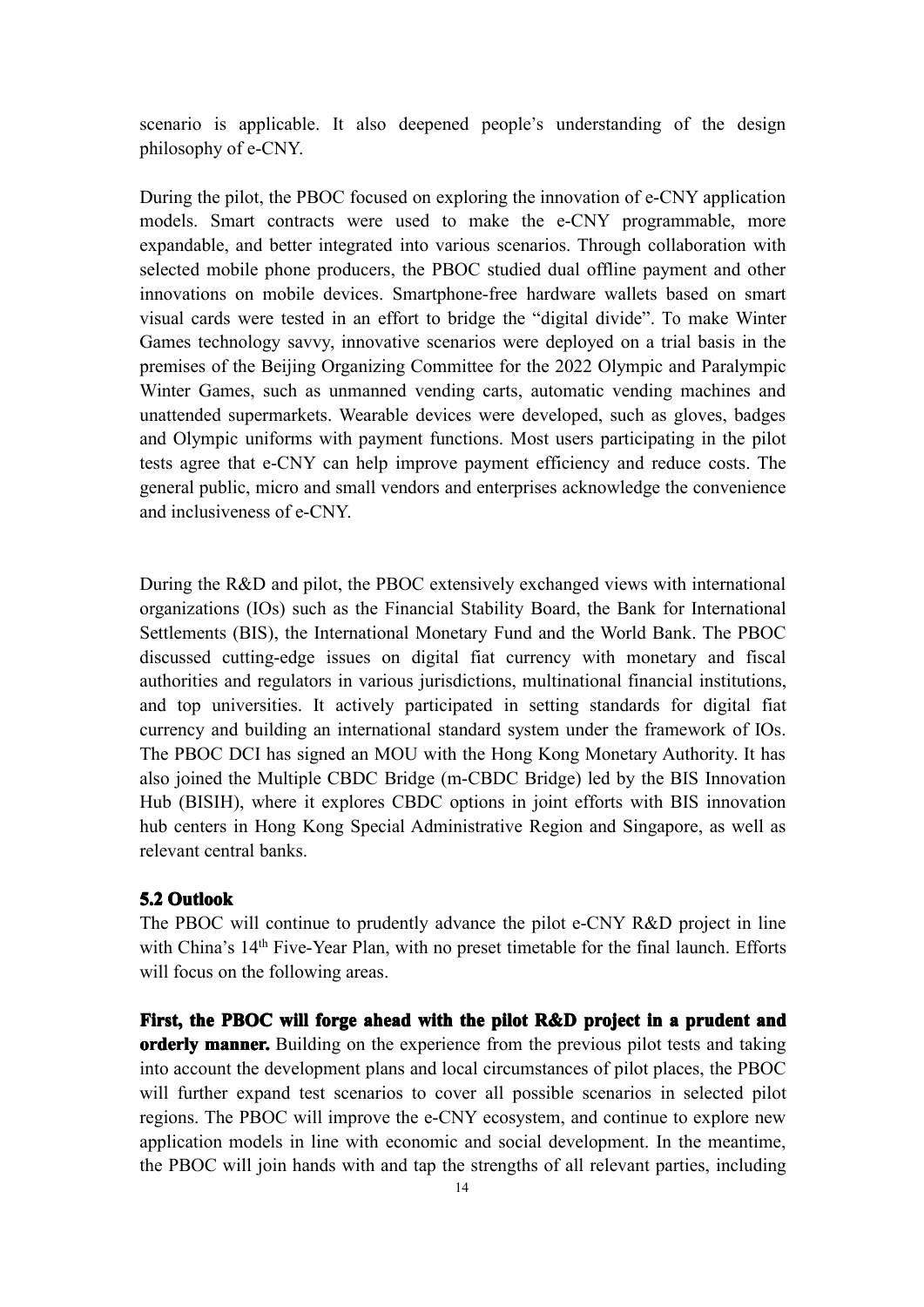scenario is applicable. It also deepened people's understanding of the design philosophy of e-CNY.

During the pilot, the PBOC focused on exploring the innovation of e-CNY application models. Smart contracts were used to make the e-CNY programmable, more expandable, and better integrated into various scenarios. Through collaboration with selected mobile phone producers, the PBOC studied dual offline payment and other innovations on mobile devices. Smartphone-free hardware wallets based on smart visual cards were tested in an effort to bridge the "digital divide". To make Winter Games technology savvy, innovative scenarios were deployed on a trial basis in the premises of the Beijing Organizing Committee for the 2022 Olympic and Paralympic Winter Games, such as unmanned vending carts, automatic vending machines and unattended supermarkets. Wearable devices were developed, such as gloves, badges and Olympic uniforms with payment functions. Most users participating in the pilot tests agree that e-CNY can help improve payment efficiency and reduce costs. The general public, micro and small vendors and enterprises acknowledge the convenience and inclusiveness of e-CNY.

During the R&D and pilot, the PBOC extensively exchanged views with international organizations (IOs) such as the Financial Stability Board, the Bank for International Settlements (BIS), the International Monetary Fund and the World Bank. The PBOC discussed cutting-edge issues on digital fiat currency with monetary and fiscal authorities and regulators in various jurisdictions, multinational financial institutions, and top universities. It actively participated in setting standards for digital fiat currency and building an international standard system under the framework of IOs. The PBOC DCI has signed an MOU with the Hong Kong Monetary Authority. It has also joined the Multiple CBDC Bridge (m-CBDC Bridge) led by the BIS Innovation Hub (BISIH), where it explores CBDC options in joint efforts with BIS innovation hub centers in Hong Kong Special Administrative Region and Singapore, as well as relevant central banks.

### 5.2 Outlook

The PBOC will continue to prudently advance the pilot e-CNY R&D project in line with China's 14th Five-Year Plan, with no preset timetable for the final launch. Efforts will focus on the following areas.

**First, the PBOC will forge ahead with the pilot R&D project in a prudent and orderly manner.** Building on the experience from the previous pilot tests and taking into account the development plans and local circumstances of pilot places, the PBOC will further expand test scenarios to cover all possible scenarios in selected pilot regions. The PBOC will improve the e-CNY ecosystem, and continue to explore new application models in line with economic and social development. In the meantime, the PBOC will join hands with and tap the strengths of all relevant parties, including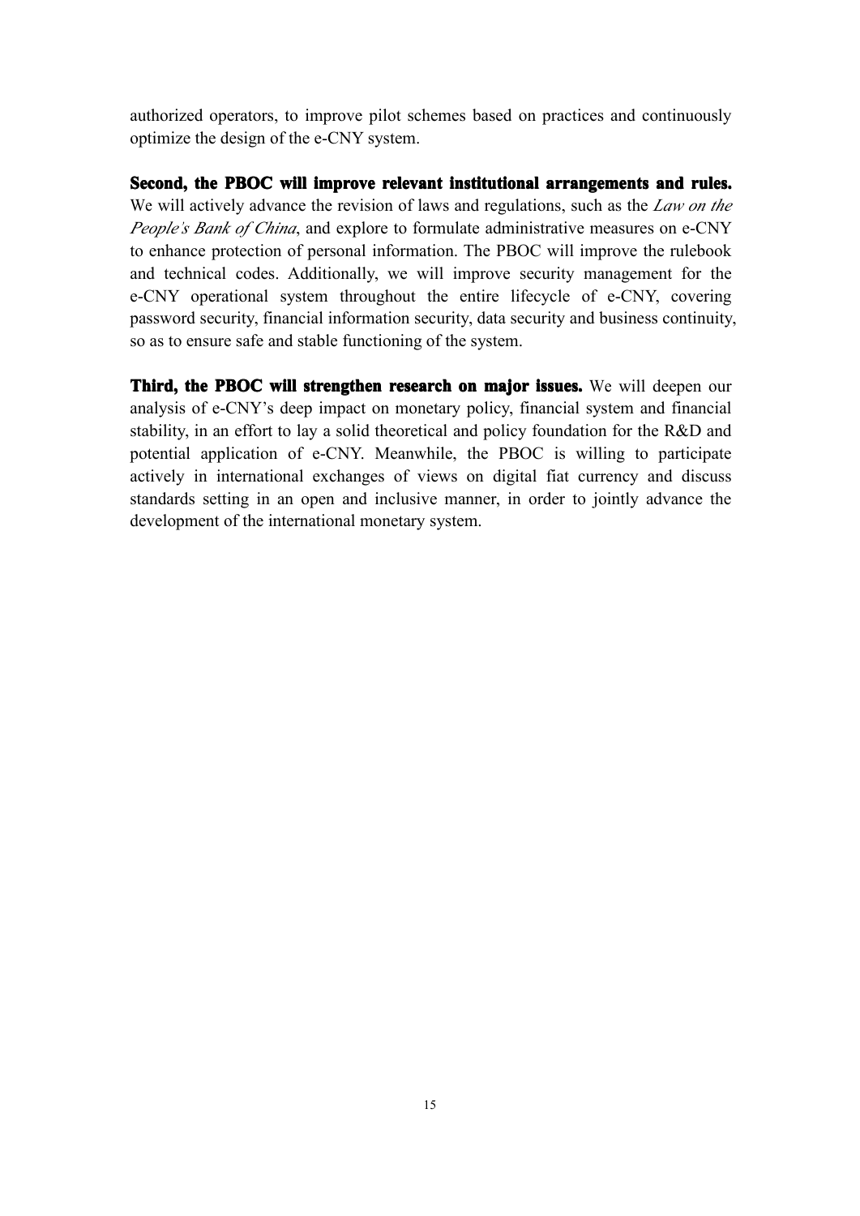authorized operators, to improve pilot schemes based on practices and continuously optimize the design of the e-CNY system.

**Second, the PBOC will improve relevant institutional arrangements and rules.** We will actively advance the revision of laws and regulations, such as the *Law on the People's Bank of China*, and explore to formulate administrative measures on e-CNY to enhance protection of personal information. The PBOC will improve the rulebook and technical codes. Additionally, we will improve security management for the e-CNY operational system throughout the entire lifecycle of e-CNY, covering password security, financial information security, data security and business continuity, so as to ensure safe and stable functioning of the system.

**Third, the PBOC will strengthen research on major issues.** We will deepen our analysis of e-CNY's deep impact on monetary policy, financial system and financial stability, in an effort to lay a solid theoretical and policy foundation for the R&D and potential application of e-CNY. Meanwhile, the PBOC is willing to participate actively in international exchanges of views on digital fiat currency and discuss standards setting in an open and inclusive manner, in order to jointly advance the development of the international monetary system.